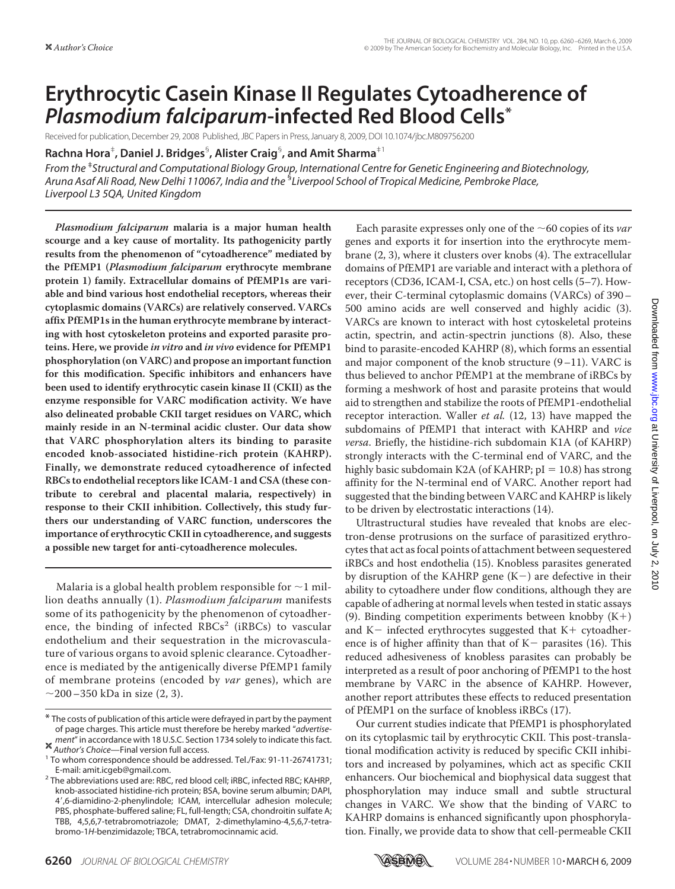# Erythrocytic Casein Kinase II Regulates Cytoadherence of *Plasmodium falciparum*-infected Red Blood Cells*

Received for publication, December 29, 2008 Published, JBC Papers in Press, January 8, 2009, DOI 10.1074/jbc.M809756200

**Rachna Hora[‡], Daniel J. Bridges[§], Alister Craig[§], and Amit Sharma[‡1]**

*From the [‡]Structural and Computational Biology Group, International Centre for Genetic Engineering and Biotechnology, Aruna Asaf Ali Road, New Delhi 110067, India and the [§]Liverpool School of Tropical Medicine, Pembroke Place, Liverpool L3 5QA, United Kingdom*

***Plasmodium falciparum* malaria is a major human health scourge and a key cause of mortality. Its pathogenicity partly results from the phenomenon of "cytoadherence" mediated by the PfEMP1 (*Plasmodium falciparum* erythrocyte membrane protein 1) family. Extracellular domains of PfEMP1s are variable and bind various host endothelial receptors, whereas their cytoplasmic domains (VARCs) are relatively conserved. VARCs affix PfEMP1s in the human erythrocyte membrane by interacting with host cytoskeleton proteins and exported parasite proteins. Here, we provide *in vitro* and *in vivo* evidence for PfEMP1 phosphorylation (on VARC) and propose an important function for this modification. Specific inhibitors and enhancers have been used to identify erythrocytic casein kinase II (CKII) as the enzyme responsible for VARC modification activity. We have also delineated probable CKII target residues on VARC, which mainly reside in an N-terminal acidic cluster. Our data show that VARC phosphorylation alters its binding to parasite encoded knob-associated histidine-rich protein (KAHRP). Finally, we demonstrate reduced cytoadherence of infected RBCs to endothelial receptors like ICAM-1 and CSA (these contribute to cerebral and placental malaria, respectively) in response to their CKII inhibition. Collectively, this study furthers our understanding of VARC function, underscores the importance of erythrocytic CKII in cytoadherence, and suggests a possible new target for anti-cytoadherence molecules.**

Malaria is a global health problem responsible for ~1 million deaths annually (1). *Plasmodium falciparum* manifests some of its pathogenicity by the phenomenon of cytoadherence, the binding of infected RBCs[2] (iRBCs) to vascular endothelium and their sequestration in the microvasculature of various organs to avoid splenic clearance. Cytoadherence is mediated by the antigenically diverse PfEMP1 family of membrane proteins (encoded by *var* genes), which are ~200–350 kDa in size (2, 3).

Each parasite expresses only one of the ~60 copies of its *var* genes and exports it for insertion into the erythrocyte membrane (2, 3), where it clusters over knobs (4). The extracellular domains of PfEMP1 are variable and interact with a plethora of receptors (CD36, ICAM-I, CSA, etc.) on host cells (5–7). However, their C-terminal cytoplasmic domains (VARCs) of 390–500 amino acids are well conserved and highly acidic (3). VARCs are known to interact with host cytoskeletal proteins actin, spectrin, and actin-spectrin junctions (8). Also, these bind to parasite-encoded KAHRP (8), which forms an essential and major component of the knob structure (9–11). VARC is thus believed to anchor PfEMP1 at the membrane of iRBCs by forming a meshwork of host and parasite proteins that would aid to strengthen and stabilize the roots of PfEMP1-endothelial receptor interaction. Waller *et al.* (12, 13) have mapped the subdomains of PfEMP1 that interact with KAHRP and *vice versa*. Briefly, the histidine-rich subdomain K1A (of KAHRP) strongly interacts with the C-terminal end of VARC, and the highly basic subdomain K2A (of KAHRP; pI = 10.8) has strong affinity for the N-terminal end of VARC. Another report had suggested that the binding between VARC and KAHRP is likely to be driven by electrostatic interactions (14).

Ultrastructural studies have revealed that knobs are electron-dense protrusions on the surface of parasitized erythrocytes that act as focal points of attachment between sequestered iRBCs and host endothelia (15). Knobless parasites generated by disruption of the KAHRP gene (K−) are defective in their ability to cytoadhere under flow conditions, although they are capable of adhering at normal levels when tested in static assays (9). Binding competition experiments between knobby (K+) and K− infected erythrocytes suggested that K+ cytoadherence is of higher affinity than that of K− parasites (16). This reduced adhesiveness of knobless parasites can probably be interpreted as a result of poor anchoring of PfEMP1 to the host membrane by VARC in the absence of KAHRP. However, another report attributes these effects to reduced presentation of PfEMP1 on the surface of knobless iRBCs (17).

Our current studies indicate that PfEMP1 is phosphorylated on its cytoplasmic tail by erythrocytic CKII. This post-translational modification activity is reduced by specific CKII inhibitors and increased by polyamines, which act as specific CKII enhancers. Our biochemical and biophysical data suggest that phosphorylation may induce small and subtle structural changes in VARC. We show that the binding of VARC to KAHRP domains is enhanced significantly upon phosphorylation. Finally, we provide data to show that cell-permeable CKII

\* The costs of publication of this article were defrayed in part by the payment of page charges. This article must therefore be hereby marked "*advertisement*" in accordance with 18 U.S.C. Section 1734 solely to indicate this fact.

*Author's Choice*—Final version full access.

[1] To whom correspondence should be addressed. Tel./Fax: 91-11-26741731; E-mail: amit.icgeb@gmail.com.

[2] The abbreviations used are: RBC, red blood cell; iRBC, infected RBC; KAHRP, knob-associated histidine-rich protein; BSA, bovine serum albumin; DAPI, 4′,6-diamidino-2-phenylindole; ICAM, intercellular adhesion molecule; PBS, phosphate-buffered saline; FL, full-length; CSA, chondroitin sulfate A; TBB, 4,5,6,7-tetrabromotriazole; DMAT, 2-dimethylamino-4,5,6,7-tetrabromo-1*H*-benzimidazole; TBCA, tetrabromocinnamic acid.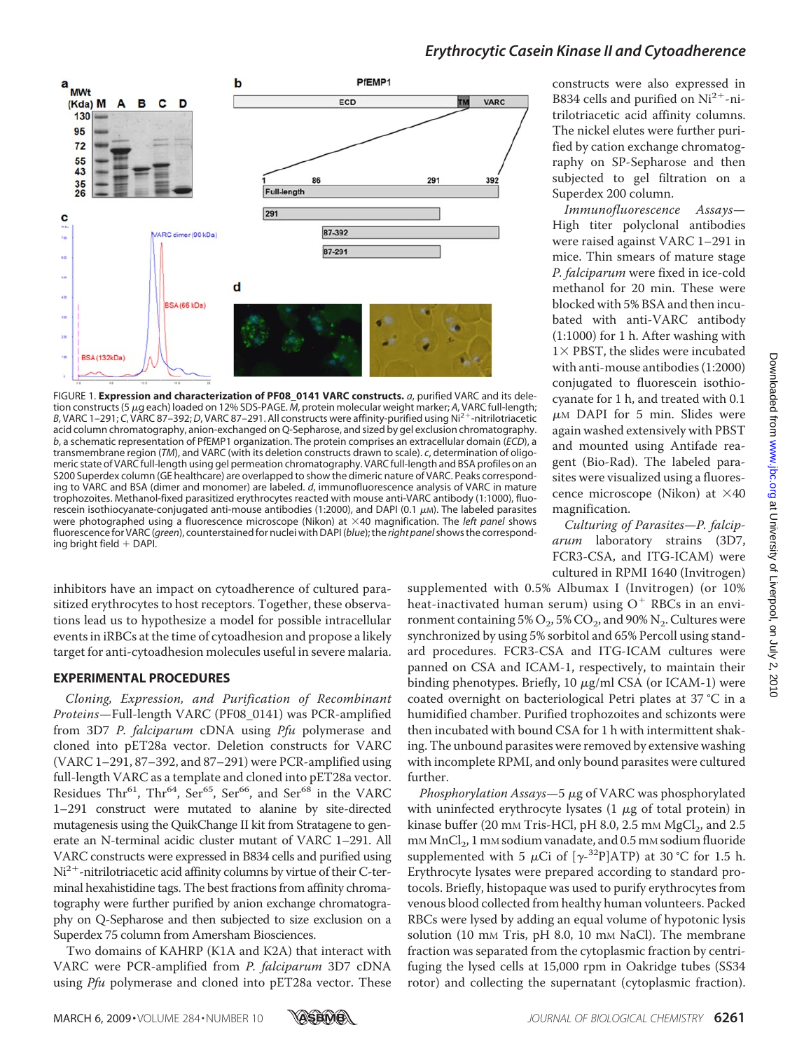FIGURE 1. **Expression and characterization of PF08_0141 VARC constructs.** *a*, purified VARC and its deletion constructs (5 μg each) loaded on 12% SDS-PAGE. *M*, protein molecular weight marker; *A*, VARC full-length; *B*, VARC 1–291; *C*, VARC 87–392; *D*, VARC 87–291. All constructs were affinity-purified using $Ni^{2+}$-nitrilotriacetic acid column chromatography, anion-exchanged on Q-Sepharose, and sized by gel exclusion chromatography. *b*, a schematic representation of PfEMP1 organization. The protein comprises an extracellular domain (*ECD*), a transmembrane region (*TM*), and VARC (with its deletion constructs drawn to scale). *c*, determination of oligomeric state of VARC full-length using gel permeation chromatography. VARC full-length and BSA profiles on an S200 Superdex column (GE healthcare) are overlapped to show the dimeric nature of VARC. Peaks corresponding to VARC and BSA (dimer and monomer) are labeled. *d*, immunofluorescence analysis of VARC in mature trophozoites. Methanol-fixed parasitized erythrocytes reacted with mouse anti-VARC antibody (1:1000), fluorescein isothiocyanate-conjugated anti-mouse antibodies (1:2000), and DAPI (0.1 μM). The labeled parasites were photographed using a fluorescence microscope (Nikon) at ×40 magnification. The *left panel* shows fluorescence for VARC (*green*), counterstained for nuclei with DAPI (*blue*); the *right panel* shows the corresponding bright field + DAPI.

inhibitors have an impact on cytoadherence of cultured parasitized erythrocytes to host receptors. Together, these observations lead us to hypothesize a model for possible intracellular events in iRBCs at the time of cytoadhesion and propose a likely target for anti-cytoadhesion molecules useful in severe malaria.

## EXPERIMENTAL PROCEDURES

*Cloning, Expression, and Purification of Recombinant Proteins*—Full-length VARC (PF08_0141) was PCR-amplified from 3D7 *P. falciparum* cDNA using *Pfu* polymerase and cloned into pET28a vector. Deletion constructs for VARC (VARC 1–291, 87–392, and 87–291) were PCR-amplified using full-length VARC as a template and cloned into pET28a vector. Residues $Thr^{61}$, $Thr^{64}$, $Ser^{65}$, $Ser^{66}$, and $Ser^{68}$ in the VARC 1–291 construct were mutated to alanine by site-directed mutagenesis using the QuikChange II kit from Stratagene to generate an N-terminal acidic cluster mutant of VARC 1–291. All VARC constructs were expressed in B834 cells and purified using $Ni^{2+}$-nitrilotriacetic acid affinity columns by virtue of their C-terminal hexahistidine tags. The best fractions from affinity chromatography were further purified by anion exchange chromatography on Q-Sepharose and then subjected to size exclusion on a Superdex 75 column from Amersham Biosciences.

Two domains of KAHRP (K1A and K2A) that interact with VARC were PCR-amplified from *P. falciparum* 3D7 cDNA using *Pfu* polymerase and cloned into pET28a vector. These constructs were also expressed in B834 cells and purified on $Ni^{2+}$-nitrilotriacetic acid affinity columns. The nickel elutes were further purified by cation exchange chromatography on SP-Sepharose and then subjected to gel filtration on a Superdex 200 column.

*Immunofluorescence Assays*—High titer polyclonal antibodies were raised against VARC 1–291 in mice. Thin smears of mature stage *P. falciparum* were fixed in ice-cold methanol for 20 min. These were blocked with 5% BSA and then incubated with anti-VARC antibody (1:1000) for 1 h. After washing with 1× PBST, the slides were incubated with anti-mouse antibodies (1:2000) conjugated to fluorescein isothiocyanate for 1 h, and treated with 0.1 μM DAPI for 5 min. Slides were again washed extensively with PBST and mounted using Antifade reagent (Bio-Rad). The labeled parasites were visualized using a fluorescence microscope (Nikon) at ×40 magnification.

*Culturing of Parasites*—*P. falciparum* laboratory strains (3D7, FCR3-CSA, and ITG-ICAM) were cultured in RPMI 1640 (Invitrogen) supplemented with 0.5% Albumax I (Invitrogen) (or 10% heat-inactivated human serum) using $O^+$ RBCs in an environment containing 5% $O_2$, 5% $CO_2$, and 90% $N_2$. Cultures were synchronized by using 5% sorbitol and 65% Percoll using standard procedures. FCR3-CSA and ITG-ICAM cultures were panned on CSA and ICAM-1, respectively, to maintain their binding phenotypes. Briefly, 10 μg/ml CSA (or ICAM-1) were coated overnight on bacteriological Petri plates at 37 °C in a humidified chamber. Purified trophozoites and schizonts were then incubated with bound CSA for 1 h with intermittent shaking. The unbound parasites were removed by extensive washing with incomplete RPMI, and only bound parasites were cultured further.

*Phosphorylation Assays*—5 μg of VARC was phosphorylated with uninfected erythrocyte lysates (1 μg of total protein) in kinase buffer (20 mM Tris-HCl, pH 8.0, 2.5 mM $MgCl_2$, and 2.5 mM $MnCl_2$, 1 mM sodium vanadate, and 0.5 mM sodium fluoride supplemented with 5 μCi of [γ-$^{32}$P]ATP) at 30 °C for 1.5 h. Erythrocyte lysates were prepared according to standard protocols. Briefly, histopaque was used to purify erythrocytes from venous blood collected from healthy human volunteers. Packed RBCs were lysed by adding an equal volume of hypotonic lysis solution (10 mM Tris, pH 8.0, 10 mM NaCl). The membrane fraction was separated from the cytoplasmic fraction by centrifuging the lysed cells at 15,000 rpm in Oakridge tubes (SS34 rotor) and collecting the supernatant (cytoplasmic fraction).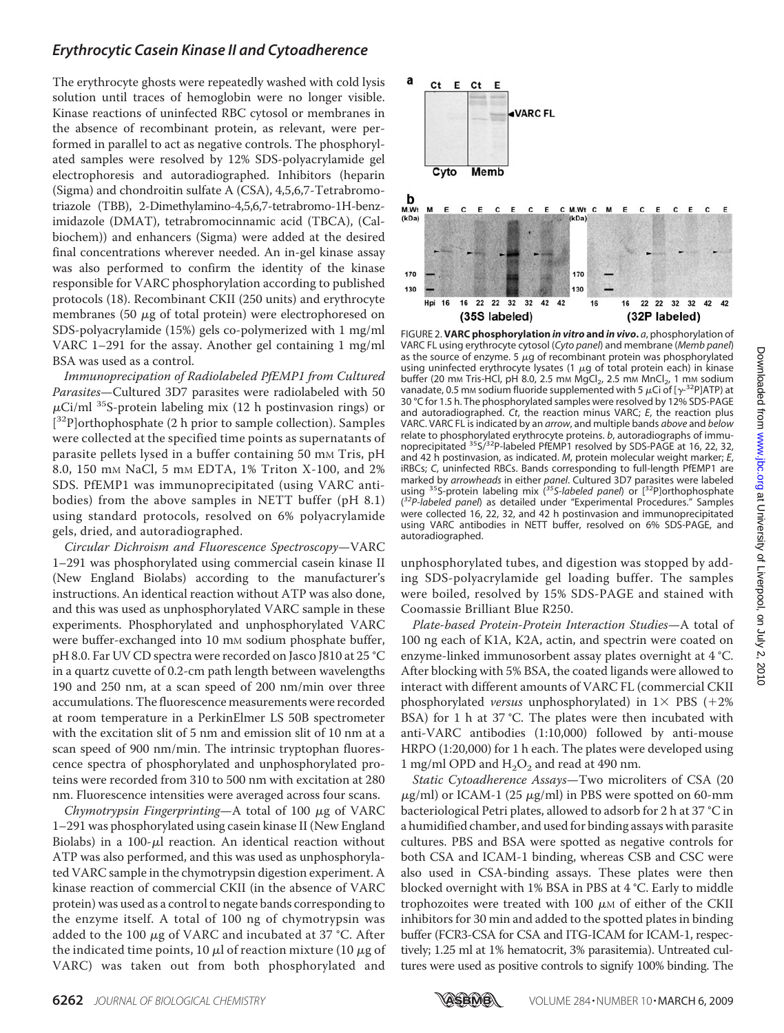The erythrocyte ghosts were repeatedly washed with cold lysis solution until traces of hemoglobin were no longer visible. Kinase reactions of uninfected RBC cytosol or membranes in the absence of recombinant protein, as relevant, were performed in parallel to act as negative controls. The phosphorylated samples were resolved by 12% SDS-polyacrylamide gel electrophoresis and autoradiographed. Inhibitors (heparin (Sigma) and chondroitin sulfate A (CSA), 4,5,6,7-Tetrabromotriazole (TBB), 2-Dimethylamino-4,5,6,7-tetrabromo-1H-benzimidazole (DMAT), tetrabromocinnamic acid (TBCA), (Calbiochem)) and enhancers (Sigma) were added at the desired final concentrations wherever needed. An in-gel kinase assay was also performed to confirm the identity of the kinase responsible for VARC phosphorylation according to published protocols (18). Recombinant CKII (250 units) and erythrocyte membranes (50 μg of total protein) were electrophoresed on SDS-polyacrylamide (15%) gels co-polymerized with 1 mg/ml VARC 1–291 for the assay. Another gel containing 1 mg/ml BSA was used as a control.

*Immunoprecipitation of Radiolabeled PfEMP1 from Cultured Parasites*—Cultured 3D7 parasites were radiolabeled with 50 μCi/ml $^{35}$S-protein labeling mix (12 h postinvasion rings) or [$^{32}$P]orthophosphate (2 h prior to sample collection). Samples were collected at the specified time points as supernatants of parasite pellets lysed in a buffer containing 50 mM Tris, pH 8.0, 150 mM NaCl, 5 mM EDTA, 1% Triton X-100, and 2% SDS. PfEMP1 was immunoprecipitated (using VARC antibodies) from the above samples in NETT buffer (pH 8.1) using standard protocols, resolved on 6% polyacrylamide gels, dried, and autoradiographed.

*Circular Dichroism and Fluorescence Spectroscopy*—VARC 1–291 was phosphorylated using commercial casein kinase II (New England Biolabs) according to the manufacturer's instructions. An identical reaction without ATP was also done, and this was used as unphosphorylated VARC sample in these experiments. Phosphorylated and unphosphorylated VARC were buffer-exchanged into 10 mM sodium phosphate buffer, pH 8.0. Far UV CD spectra were recorded on Jasco J810 at 25 °C in a quartz cuvette of 0.2-cm path length between wavelengths 190 and 250 nm, at a scan speed of 200 nm/min over three accumulations. The fluorescence measurements were recorded at room temperature in a PerkinElmer LS 50B spectrometer with the excitation slit of 5 nm and emission slit of 10 nm at a scan speed of 900 nm/min. The intrinsic tryptophan fluorescence spectra of phosphorylated and unphosphorylated proteins were recorded from 310 to 500 nm with excitation at 280 nm. Fluorescence intensities were averaged across four scans.

*Chymotrypsin Fingerprinting*—A total of 100 μg of VARC 1–291 was phosphorylated using casein kinase II (New England Biolabs) in a 100-μl reaction. An identical reaction without ATP was also performed, and this was used as unphosphorylated VARC sample in the chymotrypsin digestion experiment. A kinase reaction of commercial CKII (in the absence of VARC protein) was used as a control to negate bands corresponding to the enzyme itself. A total of 100 ng of chymotrypsin was added to the 100 μg of VARC and incubated at 37 °C. After the indicated time points, 10 μl of reaction mixture (10 μg of VARC) was taken out from both phosphorylated and unphosphorylated tubes, and digestion was stopped by adding SDS-polyacrylamide gel loading buffer. The samples were boiled, resolved by 15% SDS-PAGE and stained with Coomassie Brilliant Blue R250.

FIGURE 2. **VARC phosphorylation *in vitro* and *in vivo*.** *a*, phosphorylation of VARC FL using erythrocyte cytosol (*Cyto panel*) and membrane (*Memb panel*) as the source of enzyme. 5 μg of recombinant protein was phosphorylated using uninfected erythrocyte lysates (1 μg of total protein each) in kinase buffer (20 mM Tris-HCl, pH 8.0, 2.5 mM $MgCl_2$, 2.5 mM $MnCl_2$, 1 mM sodium vanadate, 0.5 mM sodium fluoride supplemented with 5 μCi of [γ-$^{32}$P]ATP) at 30 °C for 1.5 h. The phosphorylated samples were resolved by 12% SDS-PAGE and autoradiographed. *Ct*, the reaction minus VARC; *E*, the reaction plus VARC. VARC FL is indicated by an *arrow*, and multiple bands *above* and *below* relate to phosphorylated erythrocyte proteins. *b*, autoradiographs of immunoprecipitated $^{35}$S/$^{32}$P-labeled PfEMP1 resolved by SDS-PAGE at 16, 22, 32, and 42 h postinvasion, as indicated. *M*, protein molecular weight marker; *E*, iRBCs; *C*, uninfected RBCs. Bands corresponding to full-length PfEMP1 are marked by *arrowheads* in either *panel*. Cultured 3D7 parasites were labeled using $^{35}$S-protein labeling mix (*$^{35}$S-labeled panel*) or [$^{32}$P]orthophosphate (*$^{32}$P-labeled panel*) as detailed under "Experimental Procedures." Samples were collected 16, 22, 32, and 42 h postinvasion and immunoprecipitated using VARC antibodies in NETT buffer, resolved on 6% SDS-PAGE, and autoradiographed.

*Plate-based Protein-Protein Interaction Studies*—A total of 100 ng each of K1A, K2A, actin, and spectrin were coated on enzyme-linked immunosorbent assay plates overnight at 4 °C. After blocking with 5% BSA, the coated ligands were allowed to interact with different amounts of VARC FL (commercial CKII phosphorylated *versus* unphosphorylated) in 1× PBS (+2% BSA) for 1 h at 37 °C. The plates were then incubated with anti-VARC antibodies (1:10,000) followed by anti-mouse HRPO (1:20,000) for 1 h each. The plates were developed using 1 mg/ml OPD and $H_2O_2$ and read at 490 nm.

*Static Cytoadherence Assays*—Two microliters of CSA (20 μg/ml) or ICAM-1 (25 μg/ml) in PBS were spotted on 60-mm bacteriological Petri plates, allowed to adsorb for 2 h at 37 °C in a humidified chamber, and used for binding assays with parasite cultures. PBS and BSA were spotted as negative controls for both CSA and ICAM-1 binding, whereas CSB and CSC were also used in CSA-binding assays. These plates were then blocked overnight with 1% BSA in PBS at 4 °C. Early to middle trophozoites were treated with 100 μM of either of the CKII inhibitors for 30 min and added to the spotted plates in binding buffer (FCR3-CSA for CSA and ITG-ICAM for ICAM-1, respectively; 1.25 ml at 1% hematocrit, 3% parasitemia). Untreated cultures were used as positive controls to signify 100% binding. The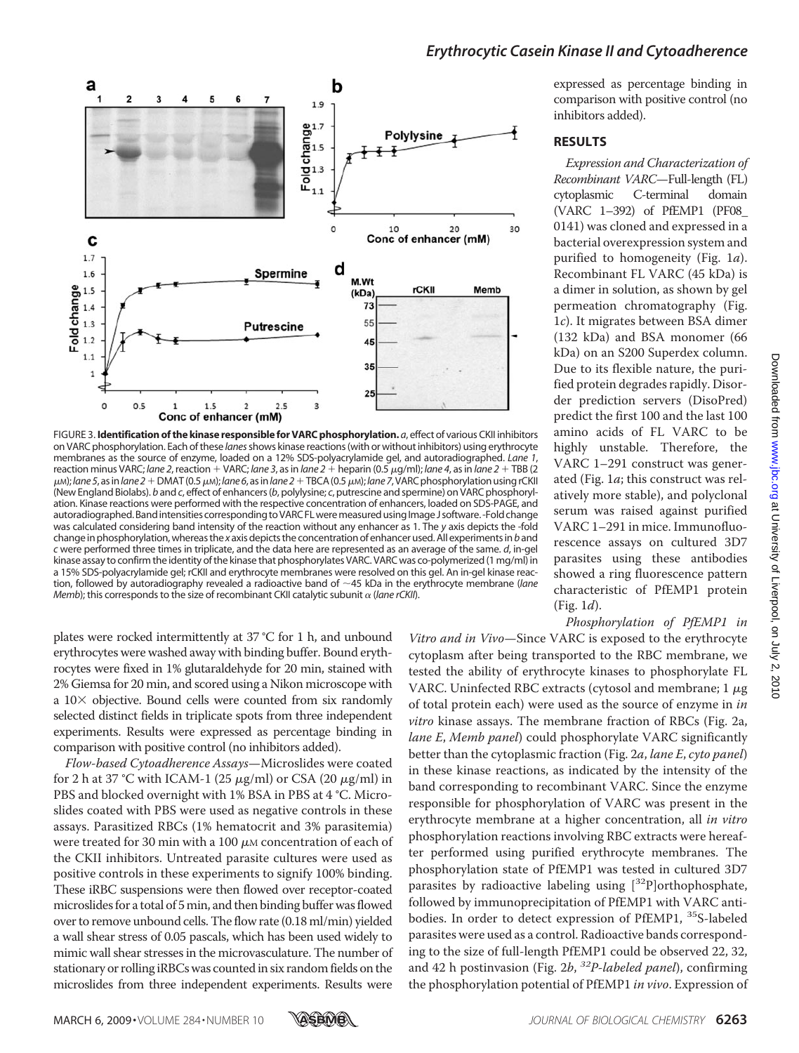FIGURE 3. **Identification of the kinase responsible for VARC phosphorylation.** *a*, effect of various CKII inhibitors on VARC phosphorylation. Each of these *lanes* shows kinase reactions (with or without inhibitors) using erythrocyte membranes as the source of enzyme, loaded on a 12% SDS-polyacrylamide gel, and autoradiographed. *Lane 1*, reaction minus VARC; *lane 2*, reaction + VARC; *lane 3*, as in *lane 2* + heparin (0.5 μg/ml); *lane 4*, as in *lane 2* + TBB (2 μM); *lane 5*, as in *lane 2* + DMAT (0.5 μM); *lane 6*, as in *lane 2* + TBCA (0.5 μM); *lane 7*, VARC phosphorylation using rCKII (New England Biolabs). *b* and *c*, effect of enhancers (*b*, polylysine; *c*, putrescine and spermine) on VARC phosphorylation. Kinase reactions were performed with the respective concentration of enhancers, loaded on SDS-PAGE, and autoradiographed. Band intensities corresponding to VARC FL were measured using Image J software. -Fold change was calculated considering band intensity of the reaction without any enhancer as 1. The *y* axis depicts the -fold change in phosphorylation, whereas the *x* axis depicts the concentration of enhancer used. All experiments in *b* and *c* were performed three times in triplicate, and the data here are represented as an average of the same. *d*, in-gel kinase assay to confirm the identity of the kinase that phosphorylates VARC. VARC was co-polymerized (1 mg/ml) in a 15% SDS-polyacrylamide gel; rCKII and erythrocyte membranes were resolved on this gel. An in-gel kinase reaction, followed by autoradiography revealed a radioactive band of ~45 kDa in the erythrocyte membrane (*lane Memb*); this corresponds to the size of recombinant CKII catalytic subunit α (*lane rCKII*).

plates were rocked intermittently at 37 °C for 1 h, and unbound erythrocytes were washed away with binding buffer. Bound erythrocytes were fixed in 1% glutaraldehyde for 20 min, stained with 2% Giemsa for 20 min, and scored using a Nikon microscope with a 10× objective. Bound cells were counted from six randomly selected distinct fields in triplicate spots from three independent experiments. Results were expressed as percentage binding in comparison with positive control (no inhibitors added).

*Flow-based Cytoadherence Assays*—Microslides were coated for 2 h at 37 °C with ICAM-1 (25 μg/ml) or CSA (20 μg/ml) in PBS and blocked overnight with 1% BSA in PBS at 4 °C. Microslides coated with PBS were used as negative controls in these assays. Parasitized RBCs (1% hematocrit and 3% parasitemia) were treated for 30 min with a 100 μM concentration of each of the CKII inhibitors. Untreated parasite cultures were used as positive controls in these experiments to signify 100% binding. These iRBC suspensions were then flowed over receptor-coated microslides for a total of 5 min, and then binding buffer was flowed over to remove unbound cells. The flow rate (0.18 ml/min) yielded a wall shear stress of 0.05 pascals, which has been used widely to mimic wall shear stresses in the microvasculature. The number of stationary or rolling iRBCs was counted in six random fields on the microslides from three independent experiments. Results were expressed as percentage binding in comparison with positive control (no inhibitors added).

## RESULTS

*Expression and Characterization of Recombinant VARC*—Full-length (FL) cytoplasmic C-terminal domain (VARC 1–392) of PfEMP1 (PF08_0141) was cloned and expressed in a bacterial overexpression system and purified to homogeneity (Fig. 1*a*). Recombinant FL VARC (45 kDa) is a dimer in solution, as shown by gel permeation chromatography (Fig. 1*c*). It migrates between BSA dimer (132 kDa) and BSA monomer (66 kDa) on an S200 Superdex column. Due to its flexible nature, the purified protein degrades rapidly. Disorder prediction servers (DisoPred) predict the first 100 and the last 100 amino acids of FL VARC to be highly unstable. Therefore, the VARC 1–291 construct was generated (Fig. 1*a*; this construct was relatively more stable), and polyclonal serum was raised against purified VARC 1–291 in mice. Immunofluorescence assays on cultured 3D7 parasites using these antibodies showed a ring fluorescence pattern characteristic of PfEMP1 protein (Fig. 1*d*).

*Phosphorylation of PfEMP1 in Vitro and in Vivo*—Since VARC is exposed to the erythrocyte cytoplasm after being transported to the RBC membrane, we tested the ability of erythrocyte kinases to phosphorylate FL VARC. Uninfected RBC extracts (cytosol and membrane; 1 μg of total protein each) were used as the source of enzyme in *in vitro* kinase assays. The membrane fraction of RBCs (Fig. 2a, *lane E*, *Memb panel*) could phosphorylate VARC significantly better than the cytoplasmic fraction (Fig. 2*a*, *lane E*, *cyto panel*) in these kinase reactions, as indicated by the intensity of the band corresponding to recombinant VARC. Since the enzyme responsible for phosphorylation of VARC was present in the erythrocyte membrane at a higher concentration, all *in vitro* phosphorylation reactions involving RBC extracts were hereafter performed using purified erythrocyte membranes. The phosphorylation state of PfEMP1 was tested in cultured 3D7 parasites by radioactive labeling using [$^{32}$P]orthophosphate, followed by immunoprecipitation of PfEMP1 with VARC antibodies. In order to detect expression of PfEMP1, $^{35}$S-labeled parasites were used as a control. Radioactive bands corresponding to the size of full-length PfEMP1 could be observed 22, 32, and 42 h postinvasion (Fig. 2*b*, *$^{32}$P-labeled panel*), confirming the phosphorylation potential of PfEMP1 *in vivo*. Expression of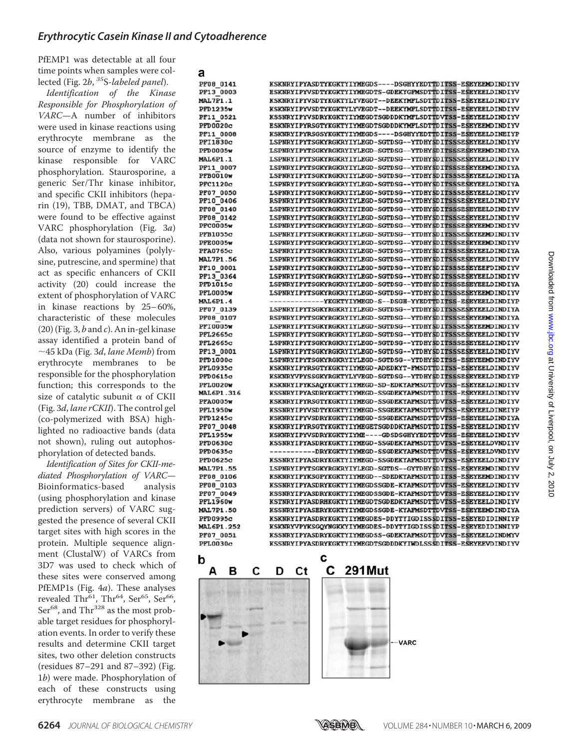PfEMP1 was detectable at all four time points when samples were collected (Fig. 2*b*, *35S-labeled panel*).

*Identification of the Kinase Responsible for Phosphorylation of VARC*—A number of inhibitors were used in kinase reactions using erythrocyte membrane as the source of enzyme to identify the kinase responsible for VARC phosphorylation. Staurosporine, a generic Ser/Thr kinase inhibitor, and specific CKII inhibitors (heparin (19), TBB, DMAT, and TBCA) were found to be effective against VARC phosphorylation (Fig. 3*a*) (data not shown for staurosporine). Also, various polyamines (polylysine, putrescine, and spermine) that act as specific enhancers of CKII activity (20) could increase the extent of phosphorylation of VARC in kinase reactions by 25–60%, characteristic of these molecules (20) (Fig. 3, *b* and *c*). An in-gel kinase assay identified a protein band of ~45 kDa (Fig. 3*d*, *lane Memb*) from erythrocyte membranes to be responsible for the phosphorylation function; this corresponds to the size of catalytic subunit α of CKII (Fig. 3*d*, *lane rCKII*). The control gel (co-polymerized with BSA) highlighted no radioactive bands (data not shown), ruling out autophosphorylation of detected bands.

*Identification of Sites for CKII-mediated Phosphorylation of VARC*—Bioinformatics-based analysis (using phosphorylation and kinase prediction servers) of VARC suggested the presence of several CKII target sites with high scores in the protein. Multiple sequence alignment (ClustalW) of VARCs from 3D7 was used to check which of these sites were conserved among PfEMP1s (Fig. 4*a*). These analyses revealed Thr[61], Thr[64], Ser[65], Ser[66], Ser[68], and Thr[328] as the most probable target residues for phosphorylation events. In order to verify these results and determine CKII target sites, two other deletion constructs (residues 87–291 and 87–392) (Fig. 1*b*) were made. Phosphorylation of each of these constructs using erythrocyte membrane as the

**a**

```
PF08_0141    KSKNRYIPYASDTYKGKTYIYMEGDS----DSGHYYEDTTDITSS-ESEYEEMDINDIYV
PF13_0003    ESKNRYIPYVSDTYKGKTYIYMEGDTS-GDEKYGFMSDTTDITSS-ESEYEELDINDIYV
MAL7P1.1     KSKNRYIPYVSDTYKGKTYLYVEGDT--DEEKYMFLSDTTDITSS-ESEYEELDINDIYV
PFD1235w     KSKNRYIPYVSDTYKGKTYLYVEGDT--DEEKYMFLSDTTDITSS-ESEYEELDINDIYV
PF11_0521    KSSNRYIPYVSDRYKGKTYIYMEGDTSGDDDKYMFLSDTTDVTSS-ESEYEELDINDIYV
PFD0020c     ESKNRYIPYRSGTYKGKTYIYMEGDTSGDDDKYMFLSDTTDITSS-ESEYEEMDINDIYV
PF11_0008    KSKNRYIPYRSGSYKGKTYIYMEGDS----DSGHYYEDTTDITSS-ESEYEELDINEIYP
PFI1830c     LSPNRYIPYTSGKYRGKRYIYLEGD-SGTDSG--YTDHYSDITSSSESEYEELDINDIYA
PFD0005w     LSPNRYIPYTSGKYRGKRYIYLEGD-SGTDSG--YTDHYSDITSSSESEYEEMDINDIYA
MAL6P1.1     LSPNRYIPYTSGKYRGKRYIYLEGD-SGTDSG--YTDHYSDITSSSESEYEELDINDIYV
PF11_0007    LSPNRYIPYTSGKYRGKRYIYLEGD-SGTDSG--YTDHYSDITSSSESEYEEMDINDIYA
PFB0010w     LSPNRYIPYTSGKYRGKRYIYLEGD-SGTDSG--YTDHYSDITSSSESEYEELDINDIYA
PFC1120c     LSPNRYIPYTSGKYRGKRYIYLEGD-SGTDSG--YTDHYSDITSSSESEYEELDINDIYA
PF07_0050    LSPNRYIPYTSGKYRGKRYIYLEGD-SGTDSG--YTDHYSDITSSSESEYEELDINDIYV
PF10_0406    RSPNRYIPYTSGKYRGKRYIYLEGD-SGTDSG--YTDHYSDITSSSESEYEELDINDIYV
PF08_0140    LSPNRYIPYTSGKYRGKRYIYIEGD-SGTDSG--YTDHYSDITSSSESEYEELDINDIYV
PF08_0142    LSPNRYIPYTSGKYRGKRYIYLEGD-SGTDSG--YTDHYSDITSSSESEYEELDINDIYV
PFC0005w     LSPNRYIPYTSGKYRGKRYIYLEGD-SGTDSG--YTDHYSDITSSSESEYEEMDINDIYV
PFB1055c     LSPNRYIPYTSGKYRGKRYIYLEGD-SGTDSG--YTDHYSDITSSSESEYEEMDINDIYV
PFE0005w     LSPNRYIPYTSGKYRGKRYIYLEGD-SGTDSG--YTDHYSDITSSSESEYEEMDINDIYV
PFA0765c     LSPNRYIPYTSGKYRGKRYIYLEGD-SGTDSG--YTDHYSDITSSSESEYEELDINDIYA
MAL7P1.56    LSPNRYIPYTSGKYRGKRYIYLEGD-SGTDSG--YTDHYSDITSSSESEYEELDINDIYV
PF10_0001    LSPNRYIPYTSGKYRGKRYIYLEGD-SGTDSG--YTDHYSDITSSSESEYEEFDINDIYV
PF13_0364    LSPNRYIPYTSGKYRGKRYIYLEGD-SGTDSG--YTDHYSDITSSSESEYEELDINDIYV
PFD1015c     LSPNRYIPYTSGKYRGKRYIYLEGD-SGTDSG--YTDHYSDITSSSESEYEELDINDIYA
PFL0005w     LSPNRYIPYTSGKYRGKRYIYLEGD-SGTDSG--YTDHYSDITSSSESEYEEMDINDIYV
MAL6P1.4     -------------YKGKTYIYMEGD-S--DSGH-YYEDTTDITSS-ESEYEELDINDIYP
PF07_0139    LSPNRYIPYTSGKYRGKRYIYLEGD-SGTDSG--YTDHYSDITSSSESEYEELDINDIYA
PF08_0107    RSPNRYIPYTSGKYRGKRYIYLEGD-SGTDSG--YTDHYSDITSSSESEYEEMDINDIYA
PFI0005w     LSPNRYIPYTSGKYRGKRYIYLEGD-SGTDSG--YTDHYSDITSSSESEYEEMDINDIYV
PFL2665c     LSPNRYIPYTSGKYRGKRYIYLEGD-SGTDSG--YTDHYSDITSSSESEYEELDINDIYV
PFL2665c     LSPNRYIPYTSGKYRGKRYIYLEGD-SGTDSG--YTDHYSDITSSSESEYEELDINDIYV
PF13_0001    LSPNRYIPYTSGKYRGKRYIYLEGD-SGTDSG--YTDHYSDITSSSESEYEELDINDIYV
PFD1000c     LSPNRYIPYTSGKYRGKRYIYLEGD-SGTDSG--YTDHYSDITSS-ESEYEEMDINDIYV
PFL0935c     KSKNRYIPYRSGTYKGKTYIYMEGD-ADEDKYT-FMSDTTDITSS-ESEYEELDINDIYV
PFD0615c     KSKNRYVPYSSGKYRGKTYLYVEGD-SGTDSG--YTDHYSDITSSSESEYEELDINDIYP
PFL0020w     KSKNRYIPYKSAQYKGKTYIYMEGD-SD-EDKYAFMSDTTDVTSS-ESEYEELDINDIYV
MAL6P1.316   KSSNRYIPYASDRYKGKTYIYMEGD-SSGDEKYAFMSDTTDITSS-ESEYEELDINDIYV
PFA0005w     KSKNRYIPYRSGTYKGKTYIYMEGD-SSGDEKYAFMSDTTDVTSS-ESEYEELDINDIYV
PFL1950w     KSSNRYIPYVSDTYKGKTYIYMEGD-SSGEEKYAFMSDTTDVTSS-ESEYEELDINEIYP
PFD1245c     KSKNRYIPYVSDRYKGKTYIYMEGD-SSGDEKYAFMSDTTDVTSS-ESEYEELDINDIYA
PF07_0048    KSKNRYIPYRSGTYKGKTYIYMEGETSGDDDKYAFMSDTTDITSS-ESEYEELDINDIYV
PFL1955w     KSKNRYIPYVSDRYKGKTYIYME----GDSDSGHYYEDTTDVTSS-ESEYEELDINDIYV
PFD0630c     KSSNRYIPYASDRYKGKTYIYMEGD-SSGDEKYAFMSDTTDVTSS-ESEYEELDVNDIYV
PFD0635c     ----------DRYKGKTYIYMEGD-SSGDEKYAFMSDTTDVTSS-ESEYEELDVNDIYV
PFD0625c     KSSNRYIPYASDRYKGKTYIYMEGD-SSGDEKYAFMSDTTDITSS-ESEYEELDINDIYV
MAL7P1.55    LSPNRYIPYTSGKYRGKRYIYLEGD-SGTDS--GYTDHYSDITSS-ESEYEEMDINDIYV
PF08_0106    KSKNRYIPYKSGPYKGKTYIYMEGD--SDEDKYAFMSDTTDITSS-ESEYEEMDINDIYV
PF08_0103    KSSNRYIPYASDRYKGKTYIYMEGDSSGDE-KYAFMSDTTDVTSS-ESEYEELDINDIYV
PF07_0049    KSSNRYIPYASDRYKGKTYIYMEGDSSGDE-KYAFMSDTTDVTSS-ESEYEELDINDIYV
PFL1960w     KSTNRYIPYASDRHKGKTYIYMEGDTSGDEDKYAFMSDTTDVTSS-ESEYEELDINDIYV
MAL7P1.50    KSSNRYIPYASERYKGKTYIYMEGDSSGDE-KYAFMSDTTDVTSS-ESEYEEMDINDIYA
PFD0995c     KSKNRYIPYASDRYKGKTYIYMEGDES-DDYTYIGDISSSDITSS-ESEYEDIDINNIYP
MAL6P1.252   KSKNRYVPYKSGQYNGKKYIYMEGDES-DDYTYIGDISSSDISSS-ESEYEDIDINNIYP
PF07_0051    KSSNRYIPYASDRYKGKTYIYMEGDSS-GDEKYAFMSDTTDVTSS-ESEYEELDINDMYV
PFL0030c     KSSNRYIPYASDRYKGKTYIYMEGDTSGDDDKYIWDLSSSDITSS-ESEYEEVDINDIYV
```

**b** A B C D Ct

**c** C 291Mut

VARC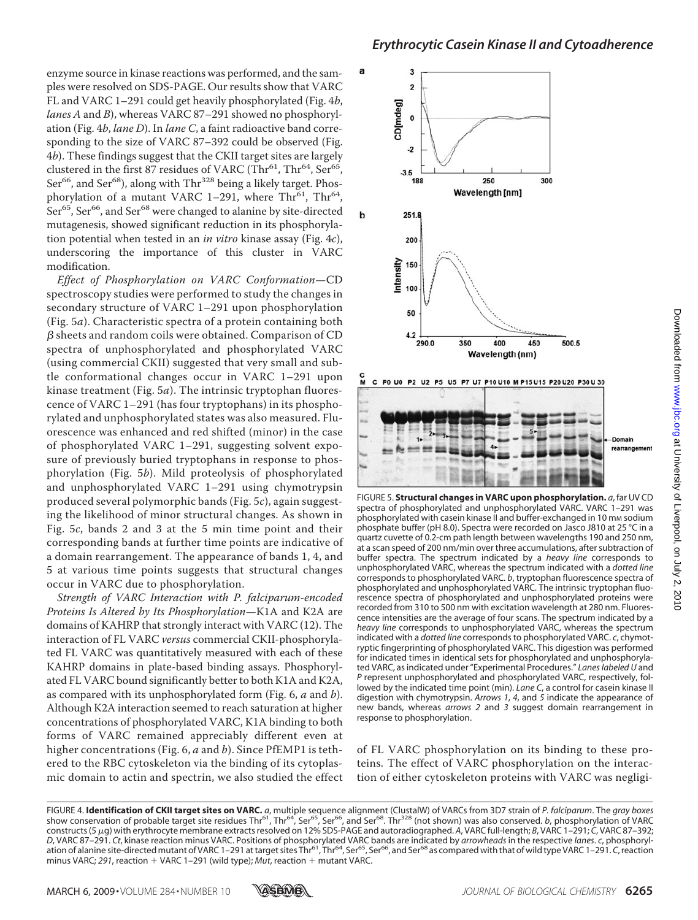enzyme source in kinase reactions was performed, and the samples were resolved on SDS-PAGE. Our results show that VARC FL and VARC 1–291 could get heavily phosphorylated (Fig. 4*b*, *lanes A* and *B*), whereas VARC 87–291 showed no phosphorylation (Fig. 4*b*, *lane D*). In *lane C*, a faint radioactive band corresponding to the size of VARC 87–392 could be observed (Fig. 4*b*). These findings suggest that the CKII target sites are largely clustered in the first 87 residues of VARC ($Thr^{61}$, $Thr^{64}$, $Ser^{65}$, $Ser^{66}$, and $Ser^{68}$), along with $Thr^{328}$ being a likely target. Phosphorylation of a mutant VARC 1–291, where $Thr^{61}$, $Thr^{64}$, $Ser^{65}$, $Ser^{66}$, and $Ser^{68}$ were changed to alanine by site-directed mutagenesis, showed significant reduction in its phosphorylation potential when tested in an *in vitro* kinase assay (Fig. 4*c*), underscoring the importance of this cluster in VARC modification.

*Effect of Phosphorylation on VARC Conformation*—CD spectroscopy studies were performed to study the changes in secondary structure of VARC 1–291 upon phosphorylation (Fig. 5*a*). Characteristic spectra of a protein containing both β sheets and random coils were obtained. Comparison of CD spectra of unphosphorylated and phosphorylated VARC (using commercial CKII) suggested that very small and subtle conformational changes occur in VARC 1–291 upon kinase treatment (Fig. 5*a*). The intrinsic tryptophan fluorescence of VARC 1–291 (has four tryptophans) in its phosphorylated and unphosphorylated states was also measured. Fluorescence was enhanced and red shifted (minor) in the case of phosphorylated VARC 1–291, suggesting solvent exposure of previously buried tryptophans in response to phosphorylation (Fig. 5*b*). Mild proteolysis of phosphorylated and unphosphorylated VARC 1–291 using chymotrypsin produced several polymorphic bands (Fig. 5*c*), again suggesting the likelihood of minor structural changes. As shown in Fig. 5*c*, bands 2 and 3 at the 5 min time point and their corresponding bands at further time points are indicative of a domain rearrangement. The appearance of bands 1, 4, and 5 at various time points suggests that structural changes occur in VARC due to phosphorylation.

*Strength of VARC Interaction with P. falciparum-encoded Proteins Is Altered by Its Phosphorylation*—K1A and K2A are domains of KAHRP that strongly interact with VARC (12). The interaction of FL VARC *versus* commercial CKII-phosphorylated FL VARC was quantitatively measured with each of these KAHRP domains in plate-based binding assays. Phosphorylated FL VARC bound significantly better to both K1A and K2A, as compared with its unphosphorylated form (Fig. 6, *a* and *b*). Although K2A interaction seemed to reach saturation at higher concentrations of phosphorylated VARC, K1A binding to both forms of VARC remained appreciably different even at higher concentrations (Fig. 6, *a* and *b*). Since PfEMP1 is tethered to the RBC cytoskeleton via the binding of its cytoplasmic domain to actin and spectrin, we also studied the effect of FL VARC phosphorylation on its binding to these proteins. The effect of VARC phosphorylation on the interaction of either cytoskeleton proteins with VARC was negligi-

FIGURE 5. **Structural changes in VARC upon phosphorylation.** *a*, far UV CD spectra of phosphorylated and unphosphorylated VARC. VARC 1–291 was phosphorylated with casein kinase II and buffer-exchanged in 10 mM sodium phosphate buffer (pH 8.0). Spectra were recorded on Jasco J810 at 25 °C in a quartz cuvette of 0.2-cm path length between wavelengths 190 and 250 nm, at a scan speed of 200 nm/min over three accumulations, after subtraction of buffer spectra. The spectrum indicated by a *heavy line* corresponds to unphosphorylated VARC, whereas the spectrum indicated with a *dotted line* corresponds to phosphorylated VARC. *b*, tryptophan fluorescence spectra of phosphorylated and unphosphorylated VARC. The intrinsic tryptophan fluorescence spectra of phosphorylated and unphosphorylated proteins were recorded from 310 to 500 nm with excitation wavelength at 280 nm. Fluorescence intensities are the average of four scans. The spectrum indicated by a *heavy line* corresponds to unphosphorylated VARC, whereas the spectrum indicated with a *dotted line* corresponds to phosphorylated VARC. *c*, chymotryptic fingerprinting of phosphorylated VARC. This digestion was performed for indicated times in identical sets for phosphorylated and unphosphorylated VARC, as indicated under "Experimental Procedures." *Lanes labeled U* and *P* represent unphosphorylated and phosphorylated VARC, respectively, followed by the indicated time point (min). *Lane C*, a control for casein kinase II digestion with chymotrypsin. *Arrows 1*, *4*, and *5* indicate the appearance of new bands, whereas *arrows 2* and *3* suggest domain rearrangement in response to phosphorylation.

FIGURE 4. **Identification of CKII target sites on VARC.** *a*, multiple sequence alignment (ClustalW) of VARCs from 3D7 strain of *P. falciparum*. The *gray boxes* show conservation of probable target site residues $Thr^{61}$, $Thr^{64}$, $Ser^{65}$, $Ser^{66}$, and $Ser^{68}$. $Thr^{328}$ (not shown) was also conserved. *b*, phosphorylation of VARC constructs (5 μg) with erythrocyte membrane extracts resolved on 12% SDS-PAGE and autoradiographed. *A*, VARC full-length; *B*, VARC 1–291; *C*, VARC 87–392; *D*, VARC 87–291. *Ct*, kinase reaction minus VARC. Positions of phosphorylated VARC bands are indicated by *arrowheads* in the respective *lanes*. *c*, phosphorylation of alanine site-directed mutant of VARC 1–291 at target sites $Thr^{61}$, $Thr^{64}$, $Ser^{65}$, $Ser^{66}$, and $Ser^{68}$ as compared with that of wild type VARC 1–291. *C*, reaction minus VARC; *291*, reaction + VARC 1–291 (wild type); *Mut*, reaction + mutant VARC.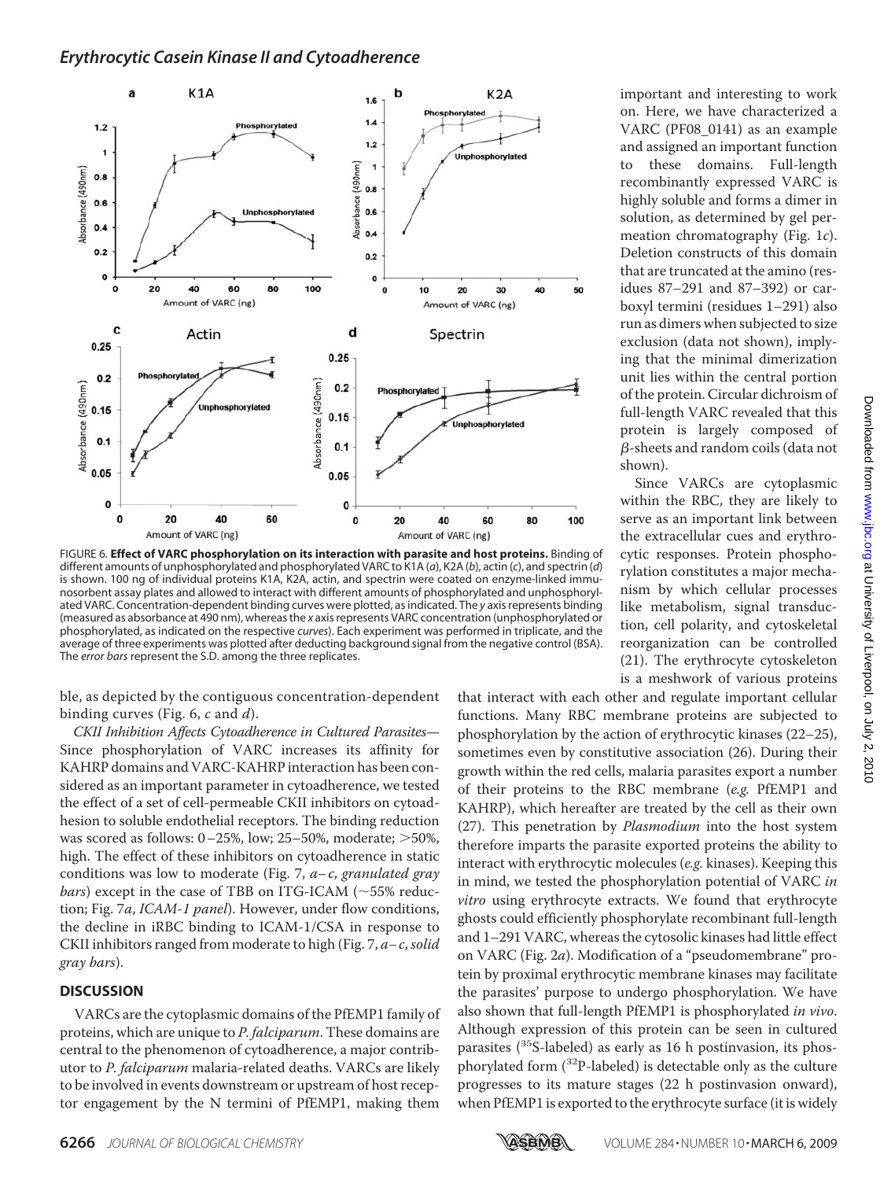FIGURE 6. **Effect of VARC phosphorylation on its interaction with parasite and host proteins.** Binding of different amounts of unphosphorylated and phosphorylated VARC to K1A (*a*), K2A (*b*), actin (*c*), and spectrin (*d*) is shown. 100 ng of individual proteins K1A, K2A, actin, and spectrin were coated on enzyme-linked immunosorbent assay plates and allowed to interact with different amounts of phosphorylated and unphosphorylated VARC. Concentration-dependent binding curves were plotted, as indicated. The *y* axis represents binding (measured as absorbance at 490 nm), whereas the *x* axis represents VARC concentration (unphosphorylated or phosphorylated, as indicated on the respective *curves*). Each experiment was performed in triplicate, and the average of three experiments was plotted after deducting background signal from the negative control (BSA). The *error bars* represent the S.D. among the three replicates.

ble, as depicted by the contiguous concentration-dependent binding curves (Fig. 6, *c* and *d*).

*CKII Inhibition Affects Cytoadherence in Cultured Parasites*— Since phosphorylation of VARC increases its affinity for KAHRP domains and VARC-KAHRP interaction has been considered as an important parameter in cytoadherence, we tested the effect of a set of cell-permeable CKII inhibitors on cytoadhesion to soluble endothelial receptors. The binding reduction was scored as follows: 0–25%, low; 25–50%, moderate; >50%, high. The effect of these inhibitors on cytoadherence in static conditions was low to moderate (Fig. 7, *a–c*, *granulated gray bars*) except in the case of TBB on ITG-ICAM (~55% reduction; Fig. 7*a*, *ICAM-1 panel*). However, under flow conditions, the decline in iRBC binding to ICAM-1/CSA in response to CKII inhibitors ranged from moderate to high (Fig. 7, *a–c*, *solid gray bars*).

## DISCUSSION

VARCs are the cytoplasmic domains of the PfEMP1 family of proteins, which are unique to *P. falciparum*. These domains are central to the phenomenon of cytoadherence, a major contributor to *P. falciparum* malaria-related deaths. VARCs are likely to be involved in events downstream or upstream of host receptor engagement by the N termini of PfEMP1, making them important and interesting to work on. Here, we have characterized a VARC (PF08_0141) as an example and assigned an important function to these domains. Full-length recombinantly expressed VARC is highly soluble and forms a dimer in solution, as determined by gel permeation chromatography (Fig. 1*c*). Deletion constructs of this domain that are truncated at the amino (residues 87–291 and 87–392) or carboxyl termini (residues 1–291) also run as dimers when subjected to size exclusion (data not shown), implying that the minimal dimerization unit lies within the central portion of the protein. Circular dichroism of full-length VARC revealed that this protein is largely composed of β-sheets and random coils (data not shown).

Since VARCs are cytoplasmic within the RBC, they are likely to serve as an important link between the extracellular cues and erythrocytic responses. Protein phosphorylation constitutes a major mechanism by which cellular processes like metabolism, signal transduction, cell polarity, and cytoskeletal reorganization can be controlled (21). The erythrocyte cytoskeleton is a meshwork of various proteins that interact with each other and regulate important cellular functions. Many RBC membrane proteins are subjected to phosphorylation by the action of erythrocytic kinases (22–25), sometimes even by constitutive association (26). During their growth within the red cells, malaria parasites export a number of their proteins to the RBC membrane (*e.g.* PfEMP1 and KAHRP), which hereafter are treated by the cell as their own (27). This penetration by *Plasmodium* into the host system therefore imparts the parasite exported proteins the ability to interact with erythrocytic molecules (*e.g.* kinases). Keeping this in mind, we tested the phosphorylation potential of VARC *in vitro* using erythrocyte extracts. We found that erythrocyte ghosts could efficiently phosphorylate recombinant full-length and 1–291 VARC, whereas the cytosolic kinases had little effect on VARC (Fig. 2*a*). Modification of a "pseudomembrane" protein by proximal erythrocytic membrane kinases may facilitate the parasites' purpose to undergo phosphorylation. We have also shown that full-length PfEMP1 is phosphorylated *in vivo*. Although expression of this protein can be seen in cultured parasites ($^{35}$S-labeled) as early as 16 h postinvasion, its phosphorylated form ($^{32}$P-labeled) is detectable only as the culture progresses to its mature stages (22 h postinvasion onward), when PfEMP1 is exported to the erythrocyte surface (it is widely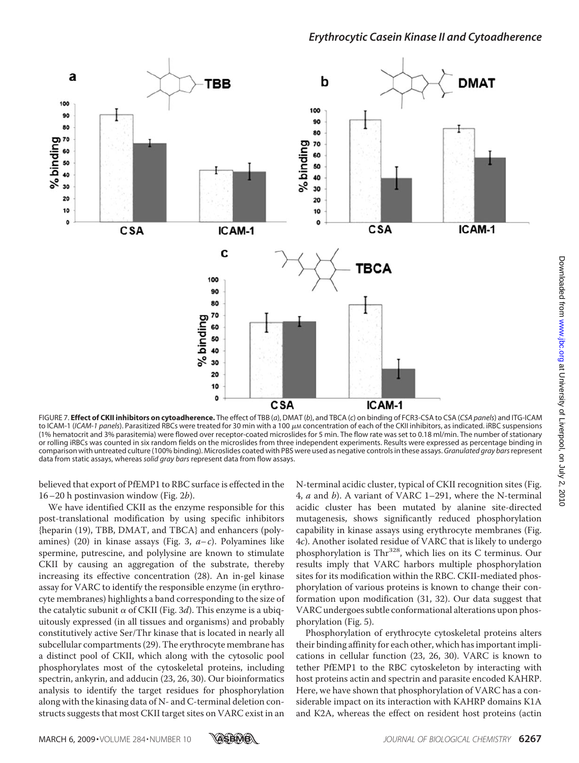FIGURE 7. **Effect of CKII inhibitors on cytoadherence.** The effect of TBB (*a*), DMAT (*b*), and TBCA (*c*) on binding of FCR3-CSA to CSA (*CSA panels*) and ITG-ICAM to ICAM-1 (*ICAM-1 panels*). Parasitized RBCs were treated for 30 min with a 100 $\mu$M concentration of each of the CKII inhibitors, as indicated. iRBC suspensions (1% hematocrit and 3% parasitemia) were flowed over receptor-coated microslides for 5 min. The flow rate was set to 0.18 ml/min. The number of stationary or rolling iRBCs was counted in six random fields on the microslides from three independent experiments. Results were expressed as percentage binding in comparison with untreated culture (100% binding). Microslides coated with PBS were used as negative controls in these assays. *Granulated gray bars* represent data from static assays, whereas *solid gray bars* represent data from flow assays.

believed that export of PfEMP1 to RBC surface is effected in the 16–20 h postinvasion window (Fig. 2*b*).

We have identified CKII as the enzyme responsible for this post-translational modification by using specific inhibitors {heparin (19), TBB, DMAT, and TBCA} and enhancers (polyamines) (20) in kinase assays (Fig. 3, *a–c*). Polyamines like spermine, putrescine, and polylysine are known to stimulate CKII by causing an aggregation of the substrate, thereby increasing its effective concentration (28). An in-gel kinase assay for VARC to identify the responsible enzyme (in erythrocyte membranes) highlights a band corresponding to the size of the catalytic subunit $\alpha$ of CKII (Fig. 3*d*). This enzyme is a ubiquitously expressed (in all tissues and organisms) and probably constitutively active Ser/Thr kinase that is located in nearly all subcellular compartments (29). The erythrocyte membrane has a distinct pool of CKII, which along with the cytosolic pool phosphorylates most of the cytoskeletal proteins, including spectrin, ankyrin, and adducin (23, 26, 30). Our bioinformatics analysis to identify the target residues for phosphorylation along with the kinasing data of N- and C-terminal deletion constructs suggests that most CKII target sites on VARC exist in an N-terminal acidic cluster, typical of CKII recognition sites (Fig. 4, *a* and *b*). A variant of VARC 1–291, where the N-terminal acidic cluster has been mutated by alanine site-directed mutagenesis, shows significantly reduced phosphorylation capability in kinase assays using erythrocyte membranes (Fig. 4*c*). Another isolated residue of VARC that is likely to undergo phosphorylation is Thr[328], which lies on its C terminus. Our results imply that VARC harbors multiple phosphorylation sites for its modification within the RBC. CKII-mediated phosphorylation of various proteins is known to change their conformation upon modification (31, 32). Our data suggest that VARC undergoes subtle conformational alterations upon phosphorylation (Fig. 5).

Phosphorylation of erythrocyte cytoskeletal proteins alters their binding affinity for each other, which has important implications in cellular function (23, 26, 30). VARC is known to tether PfEMP1 to the RBC cytoskeleton by interacting with host proteins actin and spectrin and parasite encoded KAHRP. Here, we have shown that phosphorylation of VARC has a considerable impact on its interaction with KAHRP domains K1A and K2A, whereas the effect on resident host proteins (actin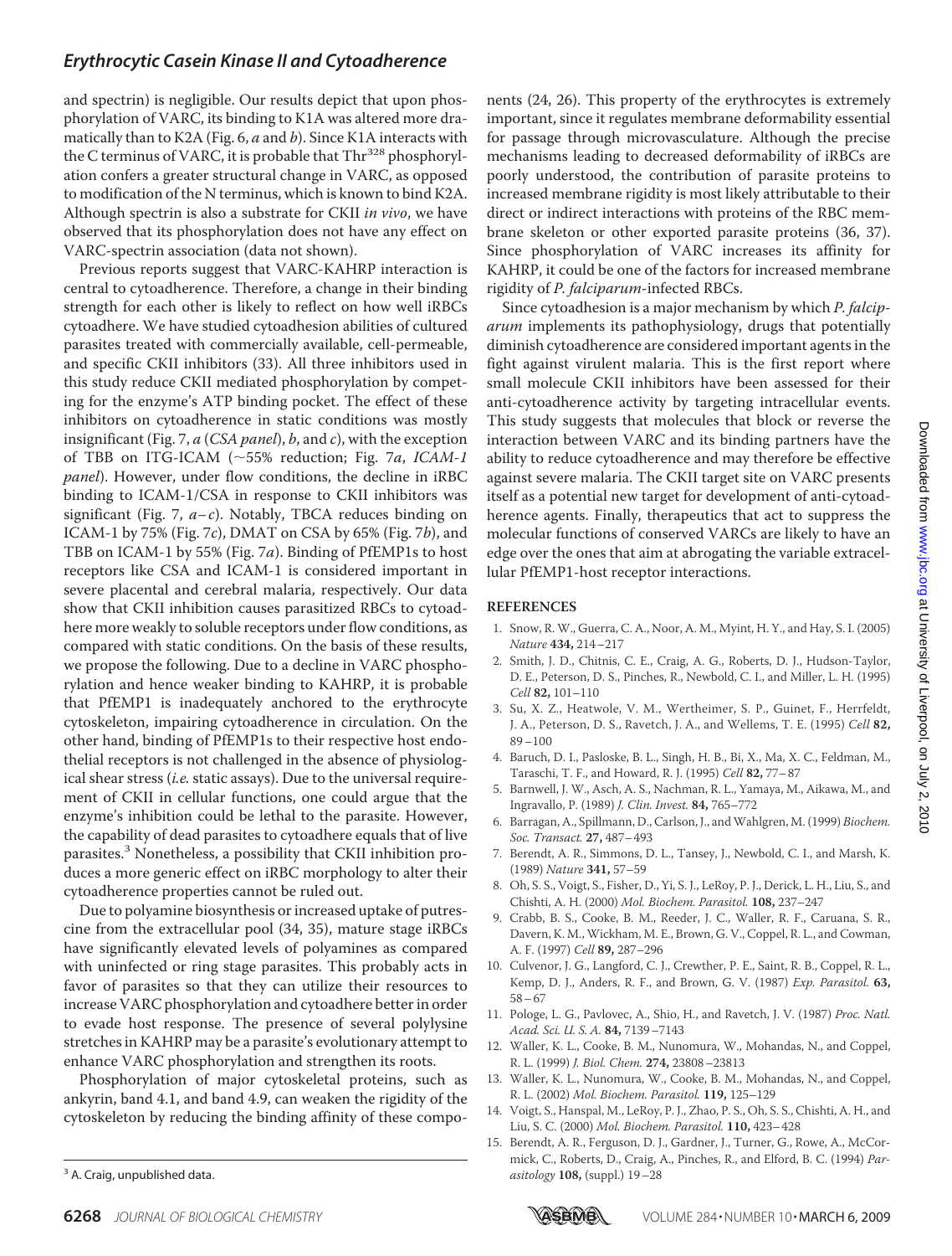and spectrin) is negligible. Our results depict that upon phosphorylation of VARC, its binding to K1A was altered more dramatically than to K2A (Fig. 6, *a* and *b*). Since K1A interacts with the C terminus of VARC, it is probable that $Thr^{328}$ phosphorylation confers a greater structural change in VARC, as opposed to modification of the N terminus, which is known to bind K2A. Although spectrin is also a substrate for CKII *in vivo*, we have observed that its phosphorylation does not have any effect on VARC-spectrin association (data not shown).

Previous reports suggest that VARC-KAHRP interaction is central to cytoadherence. Therefore, a change in their binding strength for each other is likely to reflect on how well iRBCs cytoadhere. We have studied cytoadhesion abilities of cultured parasites treated with commercially available, cell-permeable, and specific CKII inhibitors (33). All three inhibitors used in this study reduce CKII mediated phosphorylation by competing for the enzyme's ATP binding pocket. The effect of these inhibitors on cytoadherence in static conditions was mostly insignificant (Fig. 7, *a* (*CSA panel*), *b*, and *c*), with the exception of TBB on ITG-ICAM (~55% reduction; Fig. 7*a*, *ICAM-1 panel*). However, under flow conditions, the decline in iRBC binding to ICAM-1/CSA in response to CKII inhibitors was significant (Fig. 7, *a–c*). Notably, TBCA reduces binding on ICAM-1 by 75% (Fig. 7*c*), DMAT on CSA by 65% (Fig. 7*b*), and TBB on ICAM-1 by 55% (Fig. 7*a*). Binding of PfEMP1s to host receptors like CSA and ICAM-1 is considered important in severe placental and cerebral malaria, respectively. Our data show that CKII inhibition causes parasitized RBCs to cytoadhere more weakly to soluble receptors under flow conditions, as compared with static conditions. On the basis of these results, we propose the following. Due to a decline in VARC phosphorylation and hence weaker binding to KAHRP, it is probable that PfEMP1 is inadequately anchored to the erythrocyte cytoskeleton, impairing cytoadherence in circulation. On the other hand, binding of PfEMP1s to their respective host endothelial receptors is not challenged in the absence of physiological shear stress (*i.e.* static assays). Due to the universal requirement of CKII in cellular functions, one could argue that the enzyme's inhibition could be lethal to the parasite. However, the capability of dead parasites to cytoadhere equals that of live parasites.[3] Nonetheless, a possibility that CKII inhibition produces a more generic effect on iRBC morphology to alter their cytoadherence properties cannot be ruled out.

Due to polyamine biosynthesis or increased uptake of putrescine from the extracellular pool (34, 35), mature stage iRBCs have significantly elevated levels of polyamines as compared with uninfected or ring stage parasites. This probably acts in favor of parasites so that they can utilize their resources to increase VARC phosphorylation and cytoadhere better in order to evade host response. The presence of several polylysine stretches in KAHRP may be a parasite's evolutionary attempt to enhance VARC phosphorylation and strengthen its roots.

Phosphorylation of major cytoskeletal proteins, such as ankyrin, band 4.1, and band 4.9, can weaken the rigidity of the cytoskeleton by reducing the binding affinity of these components (24, 26). This property of the erythrocytes is extremely important, since it regulates membrane deformability essential for passage through microvasculature. Although the precise mechanisms leading to decreased deformability of iRBCs are poorly understood, the contribution of parasite proteins to increased membrane rigidity is most likely attributable to their direct or indirect interactions with proteins of the RBC membrane skeleton or other exported parasite proteins (36, 37). Since phosphorylation of VARC increases its affinity for KAHRP, it could be one of the factors for increased membrane rigidity of *P. falciparum*-infected RBCs.

Since cytoadhesion is a major mechanism by which *P. falciparum* implements its pathophysiology, drugs that potentially diminish cytoadherence are considered important agents in the fight against virulent malaria. This is the first report where small molecule CKII inhibitors have been assessed for their anti-cytoadherence activity by targeting intracellular events. This study suggests that molecules that block or reverse the interaction between VARC and its binding partners have the ability to reduce cytoadherence and may therefore be effective against severe malaria. The CKII target site on VARC presents itself as a potential new target for development of anti-cytoadherence agents. Finally, therapeutics that act to suppress the molecular functions of conserved VARCs are likely to have an edge over the ones that aim at abrogating the variable extracellular PfEMP1-host receptor interactions.

## REFERENCES

1. Snow, R. W., Guerra, C. A., Noor, A. M., Myint, H. Y., and Hay, S. I. (2005) *Nature* **434,** 214–217
2. Smith, J. D., Chitnis, C. E., Craig, A. G., Roberts, D. J., Hudson-Taylor, D. E., Peterson, D. S., Pinches, R., Newbold, C. I., and Miller, L. H. (1995) *Cell* **82,** 101–110
3. Su, X. Z., Heatwole, V. M., Wertheimer, S. P., Guinet, F., Herrfeldt, J. A., Peterson, D. S., Ravetch, J. A., and Wellems, T. E. (1995) *Cell* **82,** 89–100
4. Baruch, D. I., Pasloske, B. L., Singh, H. B., Bi, X., Ma, X. C., Feldman, M., Taraschi, T. F., and Howard, R. J. (1995) *Cell* **82,** 77–87
5. Barnwell, J. W., Asch, A. S., Nachman, R. L., Yamaya, M., Aikawa, M., and Ingravallo, P. (1989) *J. Clin. Invest.* **84,** 765–772
6. Barragan, A., Spillmann, D., Carlson, J., and Wahlgren, M. (1999) *Biochem. Soc. Transact.* **27,** 487–493
7. Berendt, A. R., Simmons, D. L., Tansey, J., Newbold, C. I., and Marsh, K. (1989) *Nature* **341,** 57–59
8. Oh, S. S., Voigt, S., Fisher, D., Yi, S. J., LeRoy, P. J., Derick, L. H., Liu, S., and Chishti, A. H. (2000) *Mol. Biochem. Parasitol.* **108,** 237–247
9. Crabb, B. S., Cooke, B. M., Reeder, J. C., Waller, R. F., Caruana, S. R., Davern, K. M., Wickham, M. E., Brown, G. V., Coppel, R. L., and Cowman, A. F. (1997) *Cell* **89,** 287–296
10. Culvenor, J. G., Langford, C. J., Crewther, P. E., Saint, R. B., Coppel, R. L., Kemp, D. J., Anders, R. F., and Brown, G. V. (1987) *Exp. Parasitol.* **63,** 58–67
11. Pologe, L. G., Pavlovec, A., Shio, H., and Ravetch, J. V. (1987) *Proc. Natl. Acad. Sci. U. S. A.* **84,** 7139–7143
12. Waller, K. L., Cooke, B. M., Nunomura, W., Mohandas, N., and Coppel, R. L. (1999) *J. Biol. Chem.* **274,** 23808–23813
13. Waller, K. L., Nunomura, W., Cooke, B. M., Mohandas, N., and Coppel, R. L. (2002) *Mol. Biochem. Parasitol.* **119,** 125–129
14. Voigt, S., Hanspal, M., LeRoy, P. J., Zhao, P. S., Oh, S. S., Chishti, A. H., and Liu, S. C. (2000) *Mol. Biochem. Parasitol.* **110,** 423–428
15. Berendt, A. R., Ferguson, D. J., Gardner, J., Turner, G., Rowe, A., McCormick, C., Roberts, D., Craig, A., Pinches, R., and Elford, B. C. (1994) *Parasitology* **108,** (suppl.) 19–28

[3] A. Craig, unpublished data.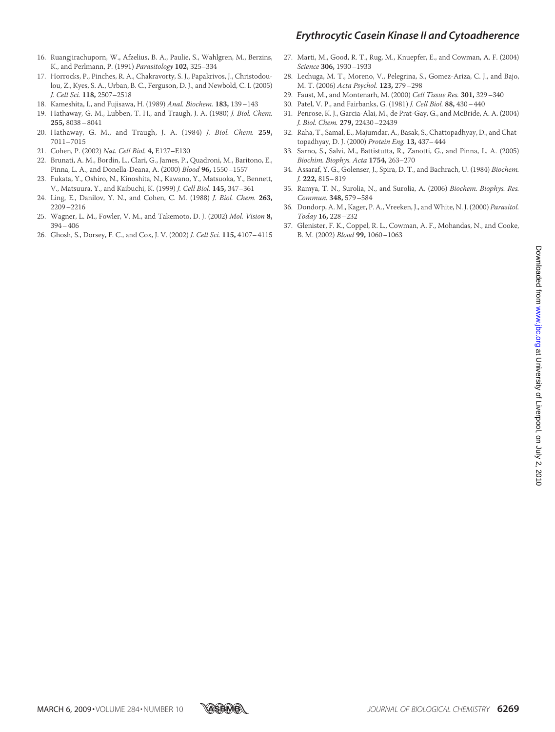16. Ruangjirachuporn, W., Afzelius, B. A., Paulie, S., Wahlgren, M., Berzins, K., and Perlmann, P. (1991) *Parasitology* **102,** 325–334
17. Horrocks, P., Pinches, R. A., Chakravorty, S. J., Papakrivos, J., Christodoulou, Z., Kyes, S. A., Urban, B. C., Ferguson, D. J., and Newbold, C. I. (2005) *J. Cell Sci.* **118,** 2507–2518
18. Kameshita, I., and Fujisawa, H. (1989) *Anal. Biochem.* **183,** 139–143
19. Hathaway, G. M., Lubben, T. H., and Traugh, J. A. (1980) *J. Biol. Chem.* **255,** 8038–8041
20. Hathaway, G. M., and Traugh, J. A. (1984) *J. Biol. Chem.* **259,** 7011–7015
21. Cohen, P. (2002) *Nat. Cell Biol.* **4,** E127–E130
22. Brunati, A. M., Bordin, L., Clari, G., James, P., Quadroni, M., Baritono, E., Pinna, L. A., and Donella-Deana, A. (2000) *Blood* **96,** 1550–1557
23. Fukata, Y., Oshiro, N., Kinoshita, N., Kawano, Y., Matsuoka, Y., Bennett, V., Matsuura, Y., and Kaibuchi, K. (1999) *J. Cell Biol.* **145,** 347–361
24. Ling, E., Danilov, Y. N., and Cohen, C. M. (1988) *J. Biol. Chem.* **263,** 2209–2216
25. Wagner, L. M., Fowler, V. M., and Takemoto, D. J. (2002) *Mol. Vision* **8,** 394–406
26. Ghosh, S., Dorsey, F. C., and Cox, J. V. (2002) *J. Cell Sci.* **115,** 4107–4115
27. Marti, M., Good, R. T., Rug, M., Knuepfer, E., and Cowman, A. F. (2004) *Science* **306,** 1930–1933
28. Lechuga, M. T., Moreno, V., Pelegrina, S., Gomez-Ariza, C. J., and Bajo, M. T. (2006) *Acta Psychol.* **123,** 279–298
29. Faust, M., and Montenarh, M. (2000) *Cell Tissue Res.* **301,** 329–340
30. Patel, V. P., and Fairbanks, G. (1981) *J. Cell Biol.* **88,** 430–440
31. Penrose, K. J., Garcia-Alai, M., de Prat-Gay, G., and McBride, A. A. (2004) *J. Biol. Chem.* **279,** 22430–22439
32. Raha, T., Samal, E., Majumdar, A., Basak, S., Chattopadhyay, D., and Chattopadhyay, D. J. (2000) *Protein Eng.* **13,** 437–444
33. Sarno, S., Salvi, M., Battistutta, R., Zanotti, G., and Pinna, L. A. (2005) *Biochim. Biophys. Acta* **1754,** 263–270
34. Assaraf, Y. G., Golenser, J., Spira, D. T., and Bachrach, U. (1984) *Biochem. J.* **222,** 815–819
35. Ramya, T. N., Surolia, N., and Surolia, A. (2006) *Biochem. Biophys. Res. Commun.* **348,** 579–584
36. Dondorp, A. M., Kager, P. A., Vreeken, J., and White, N. J. (2000) *Parasitol. Today* **16,** 228–232
37. Glenister, F. K., Coppel, R. L., Cowman, A. F., Mohandas, N., and Cooke, B. M. (2002) *Blood* **99,** 1060–1063